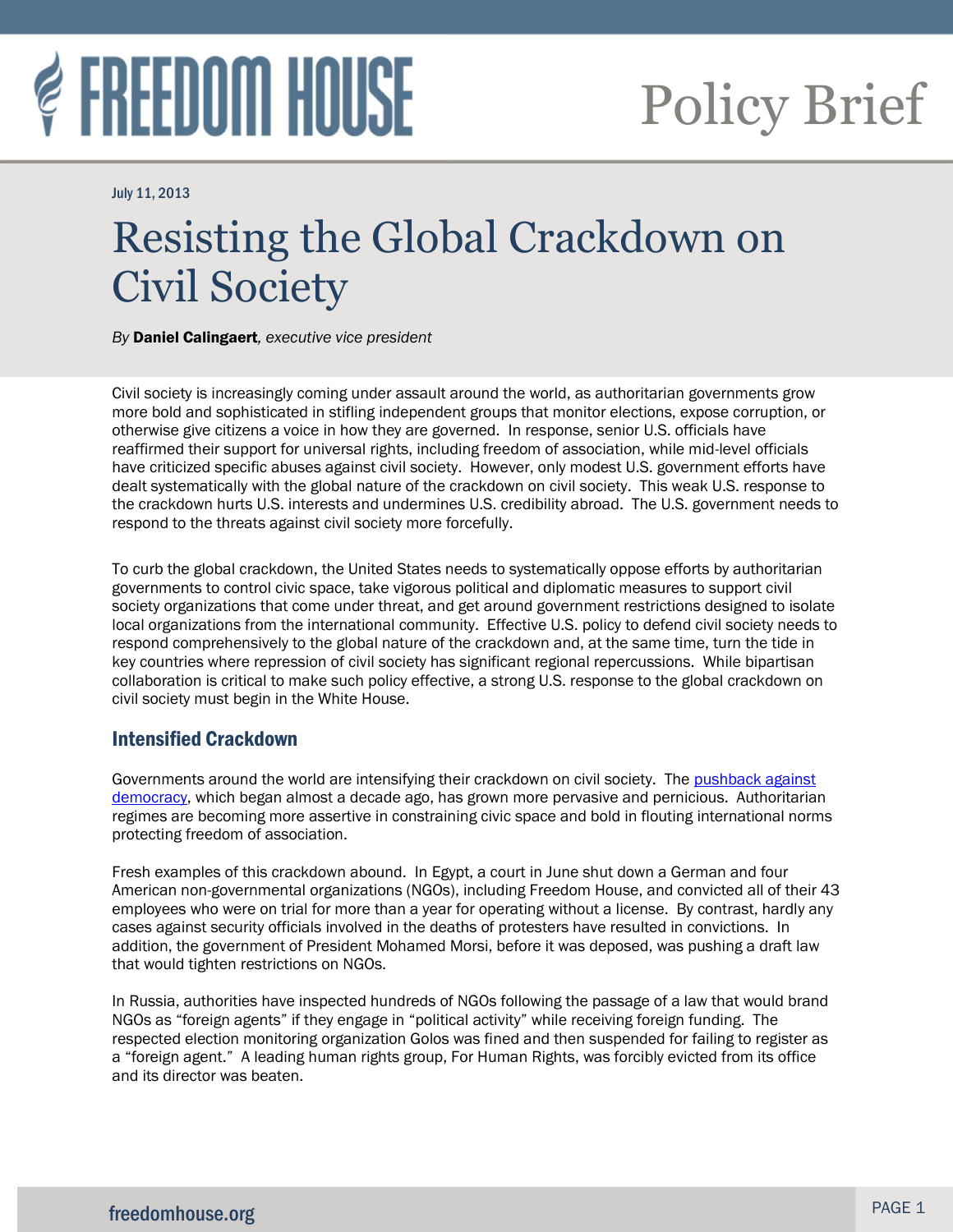FREEDOM HOUSE

Policy Brief

July 11, 2013

# Resisting the Global Crackdown on Civil Society

*By* **Daniel Calingaert**, *executive vice president*

Civil society is increasingly coming under assault around the world, as authoritarian governments grow more bold and sophisticated in stifling independent groups that monitor elections, expose corruption, or otherwise give citizens a voice in how they are governed. In response, senior U.S. officials have reaffirmed their support for universal rights, including freedom of association, while mid-level officials have criticized specific abuses against civil society. However, only modest U.S. government efforts have dealt systematically with the global nature of the crackdown on civil society. This weak U.S. response to the crackdown hurts U.S. interests and undermines U.S. credibility abroad. The U.S. government needs to respond to the threats against civil society more forcefully.

To curb the global crackdown, the United States needs to systematically oppose efforts by authoritarian governments to control civic space, take vigorous political and diplomatic measures to support civil society organizations that come under threat, and get around government restrictions designed to isolate local organizations from the international community. Effective U.S. policy to defend civil society needs to respond comprehensively to the global nature of the crackdown and, at the same time, turn the tide in key countries where repression of civil society has significant regional repercussions. While bipartisan collaboration is critical to make such policy effective, a strong U.S. response to the global crackdown on civil society must begin in the White House.

## Intensified Crackdown

Governments around the world are intensifying their crackdown on civil society. The pushback against democracy, which began almost a decade ago, has grown more pervasive and pernicious. Authoritarian regimes are becoming more assertive in constraining civic space and bold in flouting international norms protecting freedom of association.

Fresh examples of this crackdown abound. In Egypt, a court in June shut down a German and four American non-governmental organizations (NGOs), including Freedom House, and convicted all of their 43 employees who were on trial for more than a year for operating without a license. By contrast, hardly any cases against security officials involved in the deaths of protesters have resulted in convictions. In addition, the government of President Mohamed Morsi, before it was deposed, was pushing a draft law that would tighten restrictions on NGOs.

In Russia, authorities have inspected hundreds of NGOs following the passage of a law that would brand NGOs as "foreign agents" if they engage in "political activity" while receiving foreign funding. The respected election monitoring organization Golos was fined and then suspended for failing to register as a "foreign agent." A leading human rights group, For Human Rights, was forcibly evicted from its office and its director was beaten.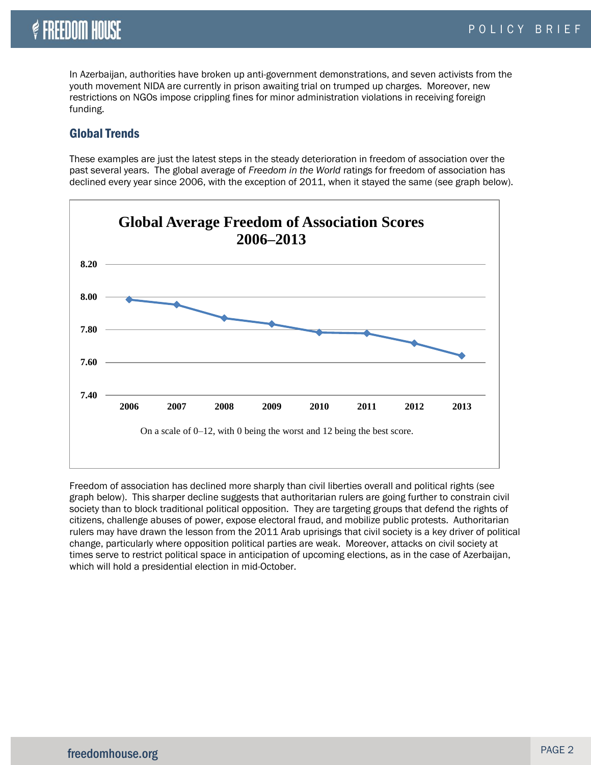In Azerbaijan, authorities have broken up anti-government demonstrations, and seven activists from the youth movement NIDA are currently in prison awaiting trial on trumped up charges. Moreover, new restrictions on NGOs impose crippling fines for minor administration violations in receiving foreign funding.

## Global Trends

These examples are just the latest steps in the steady deterioration in freedom of association over the past several years. The global average of *Freedom in the World* ratings for freedom of association has declined every year since 2006, with the exception of 2011, when it stayed the same (see graph below).

**Global Average Freedom of Association Scores 2006–2013**

On a scale of 0–12, with 0 being the worst and 12 being the best score.

Freedom of association has declined more sharply than civil liberties overall and political rights (see graph below). This sharper decline suggests that authoritarian rulers are going further to constrain civil society than to block traditional political opposition. They are targeting groups that defend the rights of citizens, challenge abuses of power, expose electoral fraud, and mobilize public protests. Authoritarian rulers may have drawn the lesson from the 2011 Arab uprisings that civil society is a key driver of political change, particularly where opposition political parties are weak. Moreover, attacks on civil society at times serve to restrict political space in anticipation of upcoming elections, as in the case of Azerbaijan, which will hold a presidential election in mid-October.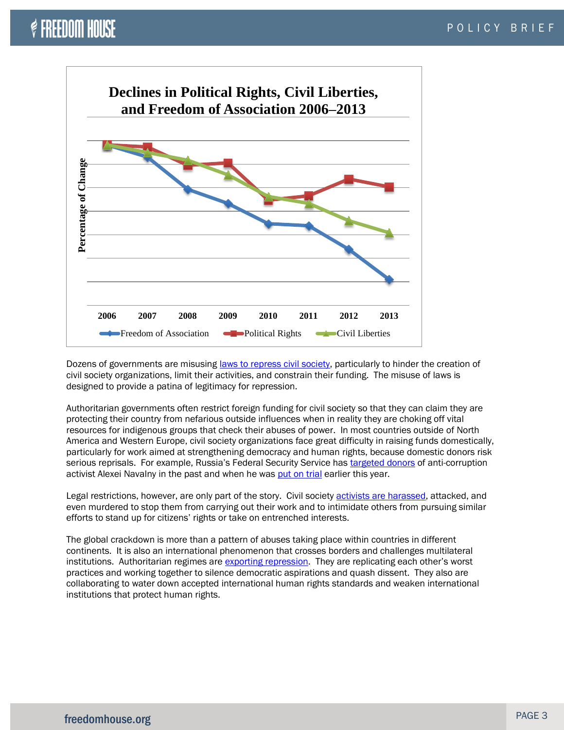**Declines in Political Rights, Civil Liberties, and Freedom of Association 2006–2013**

Dozens of governments are misusing laws to repress civil society, particularly to hinder the creation of civil society organizations, limit their activities, and constrain their funding. The misuse of laws is designed to provide a patina of legitimacy for repression.

Authoritarian governments often restrict foreign funding for civil society so that they can claim they are protecting their country from nefarious outside influences when in reality they are choking off vital resources for indigenous groups that check their abuses of power. In most countries outside of North America and Western Europe, civil society organizations face great difficulty in raising funds domestically, particularly for work aimed at strengthening democracy and human rights, because domestic donors risk serious reprisals. For example, Russia's Federal Security Service has targeted donors of anti-corruption activist Alexei Navalny in the past and when he was put on trial earlier this year.

Legal restrictions, however, are only part of the story. Civil society activists are harassed, attacked, and even murdered to stop them from carrying out their work and to intimidate others from pursuing similar efforts to stand up for citizens' rights or take on entrenched interests.

The global crackdown is more than a pattern of abuses taking place within countries in different continents. It is also an international phenomenon that crosses borders and challenges multilateral institutions. Authoritarian regimes are exporting repression. They are replicating each other's worst practices and working together to silence democratic aspirations and quash dissent. They also are collaborating to water down accepted international human rights standards and weaken international institutions that protect human rights.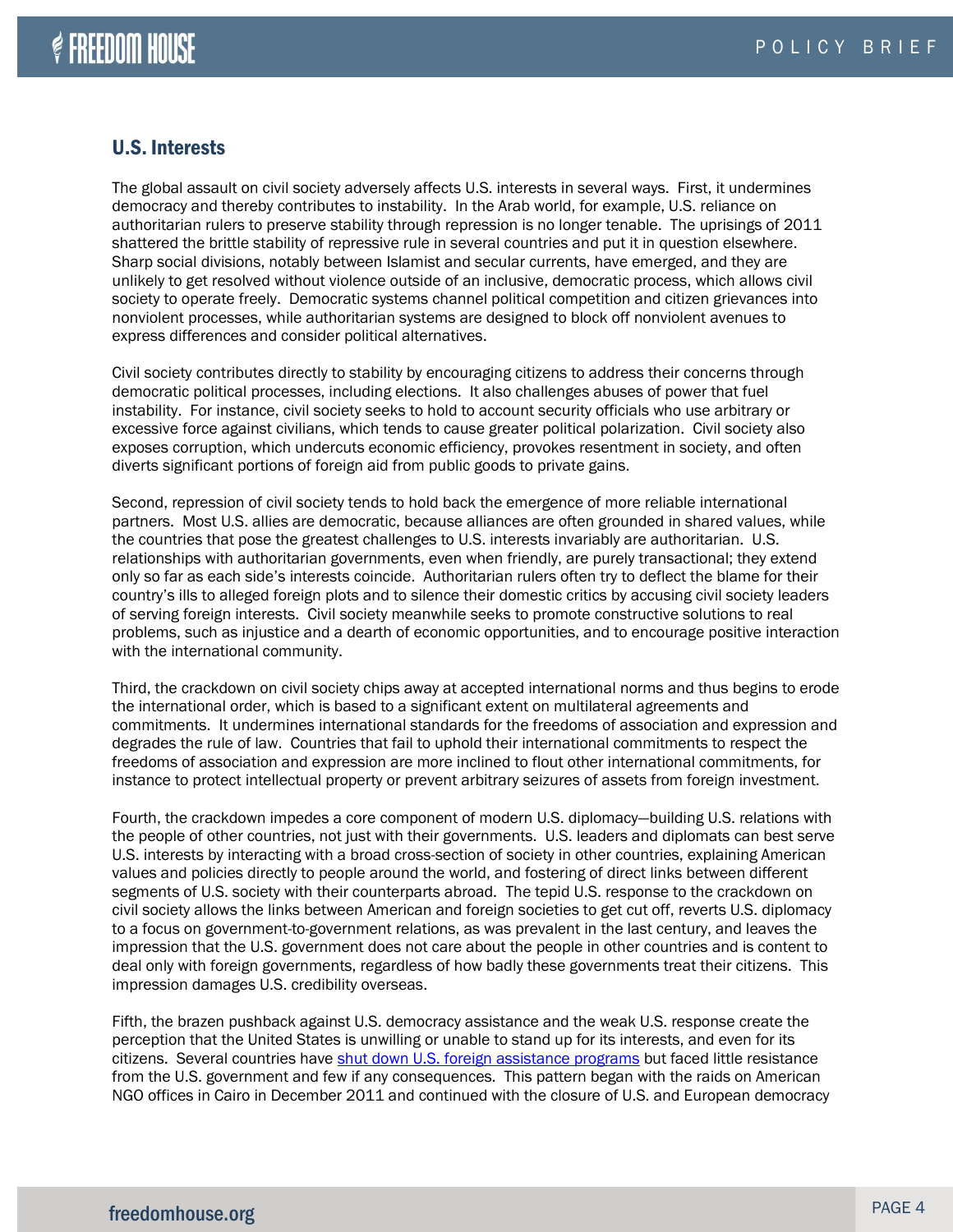## U.S. Interests

The global assault on civil society adversely affects U.S. interests in several ways. First, it undermines democracy and thereby contributes to instability. In the Arab world, for example, U.S. reliance on authoritarian rulers to preserve stability through repression is no longer tenable. The uprisings of 2011 shattered the brittle stability of repressive rule in several countries and put it in question elsewhere. Sharp social divisions, notably between Islamist and secular currents, have emerged, and they are unlikely to get resolved without violence outside of an inclusive, democratic process, which allows civil society to operate freely. Democratic systems channel political competition and citizen grievances into nonviolent processes, while authoritarian systems are designed to block off nonviolent avenues to express differences and consider political alternatives.

Civil society contributes directly to stability by encouraging citizens to address their concerns through democratic political processes, including elections. It also challenges abuses of power that fuel instability. For instance, civil society seeks to hold to account security officials who use arbitrary or excessive force against civilians, which tends to cause greater political polarization. Civil society also exposes corruption, which undercuts economic efficiency, provokes resentment in society, and often diverts significant portions of foreign aid from public goods to private gains.

Second, repression of civil society tends to hold back the emergence of more reliable international partners. Most U.S. allies are democratic, because alliances are often grounded in shared values, while the countries that pose the greatest challenges to U.S. interests invariably are authoritarian. U.S. relationships with authoritarian governments, even when friendly, are purely transactional; they extend only so far as each side's interests coincide. Authoritarian rulers often try to deflect the blame for their country's ills to alleged foreign plots and to silence their domestic critics by accusing civil society leaders of serving foreign interests. Civil society meanwhile seeks to promote constructive solutions to real problems, such as injustice and a dearth of economic opportunities, and to encourage positive interaction with the international community.

Third, the crackdown on civil society chips away at accepted international norms and thus begins to erode the international order, which is based to a significant extent on multilateral agreements and commitments. It undermines international standards for the freedoms of association and expression and degrades the rule of law. Countries that fail to uphold their international commitments to respect the freedoms of association and expression are more inclined to flout other international commitments, for instance to protect intellectual property or prevent arbitrary seizures of assets from foreign investment.

Fourth, the crackdown impedes a core component of modern U.S. diplomacy—building U.S. relations with the people of other countries, not just with their governments. U.S. leaders and diplomats can best serve U.S. interests by interacting with a broad cross-section of society in other countries, explaining American values and policies directly to people around the world, and fostering of direct links between different segments of U.S. society with their counterparts abroad. The tepid U.S. response to the crackdown on civil society allows the links between American and foreign societies to get cut off, reverts U.S. diplomacy to a focus on government-to-government relations, as was prevalent in the last century, and leaves the impression that the U.S. government does not care about the people in other countries and is content to deal only with foreign governments, regardless of how badly these governments treat their citizens. This impression damages U.S. credibility overseas.

Fifth, the brazen pushback against U.S. democracy assistance and the weak U.S. response create the perception that the United States is unwilling or unable to stand up for its interests, and even for its citizens. Several countries have shut down U.S. foreign assistance programs but faced little resistance from the U.S. government and few if any consequences. This pattern began with the raids on American NGO offices in Cairo in December 2011 and continued with the closure of U.S. and European democracy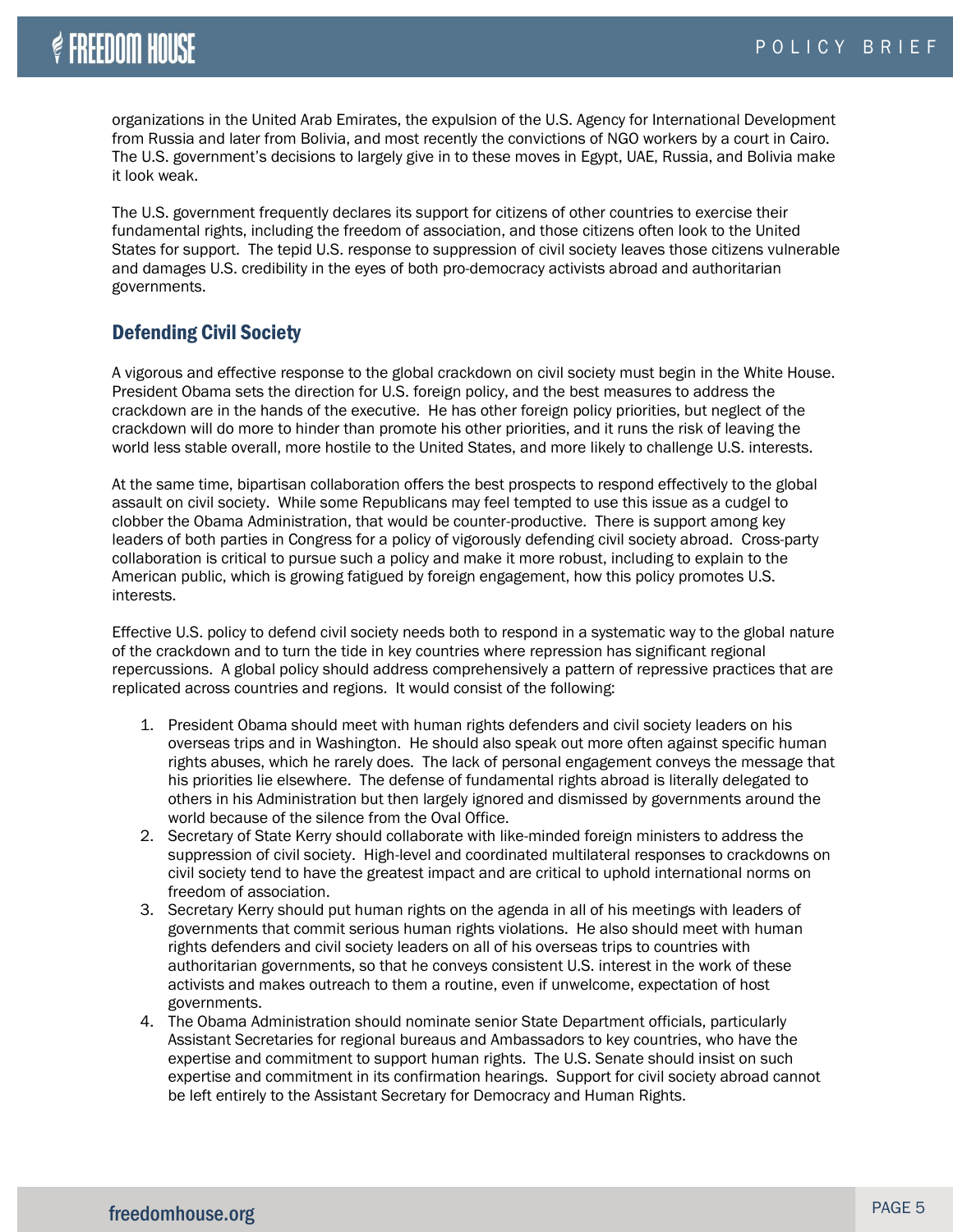organizations in the United Arab Emirates, the expulsion of the U.S. Agency for International Development from Russia and later from Bolivia, and most recently the convictions of NGO workers by a court in Cairo. The U.S. government's decisions to largely give in to these moves in Egypt, UAE, Russia, and Bolivia make it look weak.

The U.S. government frequently declares its support for citizens of other countries to exercise their fundamental rights, including the freedom of association, and those citizens often look to the United States for support. The tepid U.S. response to suppression of civil society leaves those citizens vulnerable and damages U.S. credibility in the eyes of both pro-democracy activists abroad and authoritarian governments.

## Defending Civil Society

A vigorous and effective response to the global crackdown on civil society must begin in the White House. President Obama sets the direction for U.S. foreign policy, and the best measures to address the crackdown are in the hands of the executive. He has other foreign policy priorities, but neglect of the crackdown will do more to hinder than promote his other priorities, and it runs the risk of leaving the world less stable overall, more hostile to the United States, and more likely to challenge U.S. interests.

At the same time, bipartisan collaboration offers the best prospects to respond effectively to the global assault on civil society. While some Republicans may feel tempted to use this issue as a cudgel to clobber the Obama Administration, that would be counter-productive. There is support among key leaders of both parties in Congress for a policy of vigorously defending civil society abroad. Cross-party collaboration is critical to pursue such a policy and make it more robust, including to explain to the American public, which is growing fatigued by foreign engagement, how this policy promotes U.S. interests.

Effective U.S. policy to defend civil society needs both to respond in a systematic way to the global nature of the crackdown and to turn the tide in key countries where repression has significant regional repercussions. A global policy should address comprehensively a pattern of repressive practices that are replicated across countries and regions. It would consist of the following:

1. President Obama should meet with human rights defenders and civil society leaders on his overseas trips and in Washington. He should also speak out more often against specific human rights abuses, which he rarely does. The lack of personal engagement conveys the message that his priorities lie elsewhere. The defense of fundamental rights abroad is literally delegated to others in his Administration but then largely ignored and dismissed by governments around the world because of the silence from the Oval Office.
2. Secretary of State Kerry should collaborate with like-minded foreign ministers to address the suppression of civil society. High-level and coordinated multilateral responses to crackdowns on civil society tend to have the greatest impact and are critical to uphold international norms on freedom of association.
3. Secretary Kerry should put human rights on the agenda in all of his meetings with leaders of governments that commit serious human rights violations. He also should meet with human rights defenders and civil society leaders on all of his overseas trips to countries with authoritarian governments, so that he conveys consistent U.S. interest in the work of these activists and makes outreach to them a routine, even if unwelcome, expectation of host governments.
4. The Obama Administration should nominate senior State Department officials, particularly Assistant Secretaries for regional bureaus and Ambassadors to key countries, who have the expertise and commitment to support human rights. The U.S. Senate should insist on such expertise and commitment in its confirmation hearings. Support for civil society abroad cannot be left entirely to the Assistant Secretary for Democracy and Human Rights.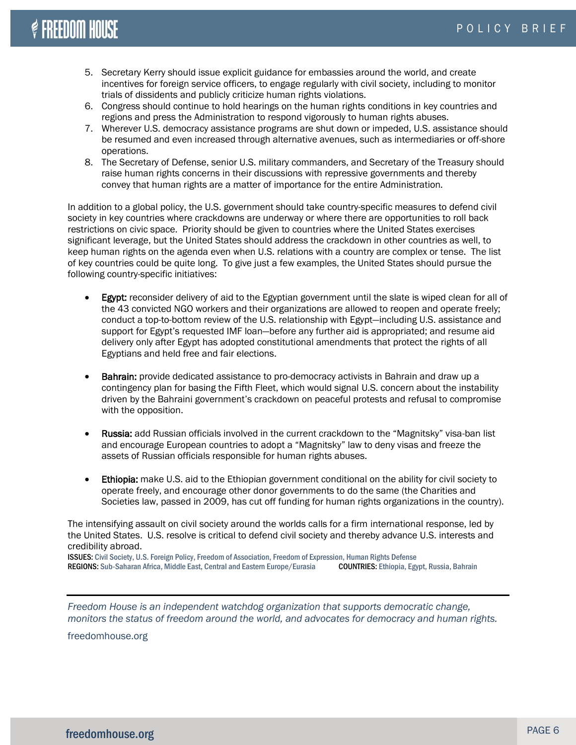5. Secretary Kerry should issue explicit guidance for embassies around the world, and create incentives for foreign service officers, to engage regularly with civil society, including to monitor trials of dissidents and publicly criticize human rights violations.
6. Congress should continue to hold hearings on the human rights conditions in key countries and regions and press the Administration to respond vigorously to human rights abuses.
7. Wherever U.S. democracy assistance programs are shut down or impeded, U.S. assistance should be resumed and even increased through alternative avenues, such as intermediaries or off-shore operations.
8. The Secretary of Defense, senior U.S. military commanders, and Secretary of the Treasury should raise human rights concerns in their discussions with repressive governments and thereby convey that human rights are a matter of importance for the entire Administration.

In addition to a global policy, the U.S. government should take country-specific measures to defend civil society in key countries where crackdowns are underway or where there are opportunities to roll back restrictions on civic space. Priority should be given to countries where the United States exercises significant leverage, but the United States should address the crackdown in other countries as well, to keep human rights on the agenda even when U.S. relations with a country are complex or tense. The list of key countries could be quite long. To give just a few examples, the United States should pursue the following country-specific initiatives:

- **Egypt:** reconsider delivery of aid to the Egyptian government until the slate is wiped clean for all of the 43 convicted NGO workers and their organizations are allowed to reopen and operate freely; conduct a top-to-bottom review of the U.S. relationship with Egypt—including U.S. assistance and support for Egypt's requested IMF loan—before any further aid is appropriated; and resume aid delivery only after Egypt has adopted constitutional amendments that protect the rights of all Egyptians and held free and fair elections.

- **Bahrain:** provide dedicated assistance to pro-democracy activists in Bahrain and draw up a contingency plan for basing the Fifth Fleet, which would signal U.S. concern about the instability driven by the Bahraini government's crackdown on peaceful protests and refusal to compromise with the opposition.

- **Russia:** add Russian officials involved in the current crackdown to the "Magnitsky" visa-ban list and encourage European countries to adopt a "Magnitsky" law to deny visas and freeze the assets of Russian officials responsible for human rights abuses.

- **Ethiopia:** make U.S. aid to the Ethiopian government conditional on the ability for civil society to operate freely, and encourage other donor governments to do the same (the Charities and Societies law, passed in 2009, has cut off funding for human rights organizations in the country).

The intensifying assault on civil society around the worlds calls for a firm international response, led by the United States. U.S. resolve is critical to defend civil society and thereby advance U.S. interests and credibility abroad.

**ISSUES:** Civil Society, U.S. Foreign Policy, Freedom of Association, Freedom of Expression, Human Rights Defense
**REGIONS:** Sub-Saharan Africa, Middle East, Central and Eastern Europe/Eurasia **COUNTRIES:** Ethiopia, Egypt, Russia, Bahrain

---

*Freedom House is an independent watchdog organization that supports democratic change, monitors the status of freedom around the world, and advocates for democracy and human rights.*

freedomhouse.org